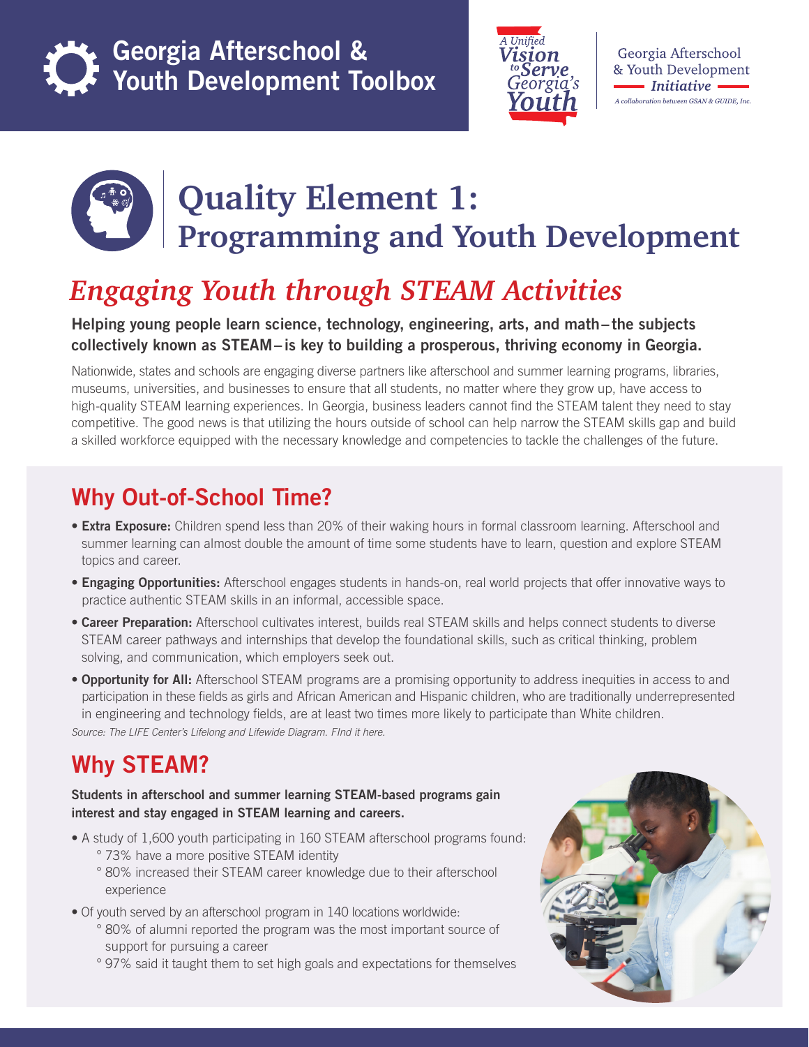# Georgia Afterschool & Youth Development Toolbox

A Unified Vision to Serve Georgia's Youth

Georgia Afterschool & Youth Development Initiative

*A collaboration between GSAN & GUIDE, Inc.*

# Quality Element 1: Programming and Youth Development

## *Engaging Youth through STEAM Activities*

**Helping young people learn science, technology, engineering, arts, and math–the subjects collectively known as STEAM–is key to building a prosperous, thriving economy in Georgia.**

Nationwide, states and schools are engaging diverse partners like afterschool and summer learning programs, libraries, museums, universities, and businesses to ensure that all students, no matter where they grow up, have access to high-quality STEAM learning experiences. In Georgia, business leaders cannot find the STEAM talent they need to stay competitive. The good news is that utilizing the hours outside of school can help narrow the STEAM skills gap and build a skilled workforce equipped with the necessary knowledge and competencies to tackle the challenges of the future.

## Why Out-of-School Time?

- **Extra Exposure:** Children spend less than 20% of their waking hours in formal classroom learning. Afterschool and summer learning can almost double the amount of time some students have to learn, question and explore STEAM topics and career.
- **Engaging Opportunities:** Afterschool engages students in hands-on, real world projects that offer innovative ways to practice authentic STEAM skills in an informal, accessible space.
- **Career Preparation:** Afterschool cultivates interest, builds real STEAM skills and helps connect students to diverse STEAM career pathways and internships that develop the foundational skills, such as critical thinking, problem solving, and communication, which employers seek out.
- **Opportunity for All:** Afterschool STEAM programs are a promising opportunity to address inequities in access to and participation in these fields as girls and African American and Hispanic children, who are traditionally underrepresented in engineering and technology fields, are at least two times more likely to participate than White children.

*Source: The LIFE Center's Lifelong and Lifewide Diagram. FInd it here.*

## Why STEAM?

**Students in afterschool and summer learning STEAM-based programs gain interest and stay engaged in STEAM learning and careers.**

- A study of 1,600 youth participating in 160 STEAM afterschool programs found:
  - 73% have a more positive STEAM identity
  - 80% increased their STEAM career knowledge due to their afterschool experience
- Of youth served by an afterschool program in 140 locations worldwide:
  - 80% of alumni reported the program was the most important source of support for pursuing a career
  - 97% said it taught them to set high goals and expectations for themselves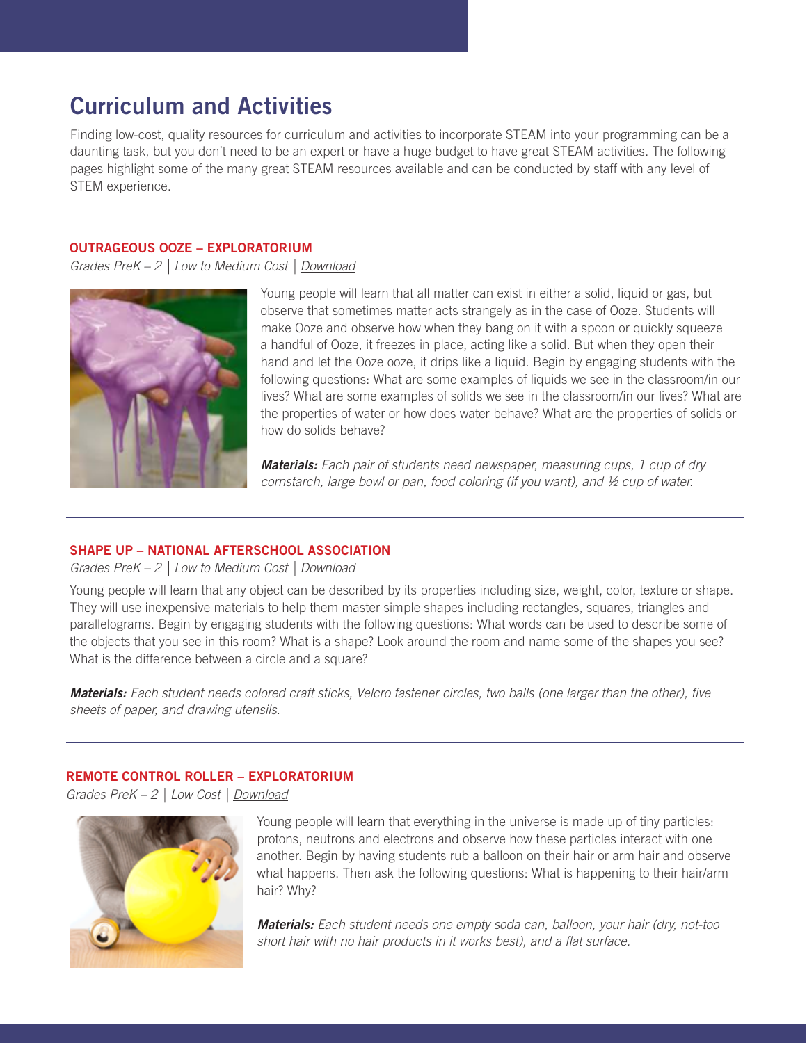# Curriculum and Activities

Finding low-cost, quality resources for curriculum and activities to incorporate STEAM into your programming can be a daunting task, but you don't need to be an expert or have a huge budget to have great STEAM activities. The following pages highlight some of the many great STEAM resources available and can be conducted by staff with any level of STEM experience.

---

### OUTRAGEOUS OOZE – EXPLORATORIUM

*Grades PreK – 2 | Low to Medium Cost | Download*

Young people will learn that all matter can exist in either a solid, liquid or gas, but observe that sometimes matter acts strangely as in the case of Ooze. Students will make Ooze and observe how when they bang on it with a spoon or quickly squeeze a handful of Ooze, it freezes in place, acting like a solid. But when they open their hand and let the Ooze ooze, it drips like a liquid. Begin by engaging students with the following questions: What are some examples of liquids we see in the classroom/in our lives? What are some examples of solids we see in the classroom/in our lives? What are the properties of water or how does water behave? What are the properties of solids or how do solids behave?

***Materials:*** *Each pair of students need newspaper, measuring cups, 1 cup of dry cornstarch, large bowl or pan, food coloring (if you want), and ½ cup of water.*

---

### SHAPE UP – NATIONAL AFTERSCHOOL ASSOCIATION

*Grades PreK – 2 | Low to Medium Cost | Download*

Young people will learn that any object can be described by its properties including size, weight, color, texture or shape. They will use inexpensive materials to help them master simple shapes including rectangles, squares, triangles and parallelograms. Begin by engaging students with the following questions: What words can be used to describe some of the objects that you see in this room? What is a shape? Look around the room and name some of the shapes you see? What is the difference between a circle and a square?

***Materials:*** *Each student needs colored craft sticks, Velcro fastener circles, two balls (one larger than the other), five sheets of paper, and drawing utensils.*

---

### REMOTE CONTROL ROLLER – EXPLORATORIUM

*Grades PreK – 2 | Low Cost | Download*

Young people will learn that everything in the universe is made up of tiny particles: protons, neutrons and electrons and observe how these particles interact with one another. Begin by having students rub a balloon on their hair or arm hair and observe what happens. Then ask the following questions: What is happening to their hair/arm hair? Why?

***Materials:*** *Each student needs one empty soda can, balloon, your hair (dry, not-too short hair with no hair products in it works best), and a flat surface.*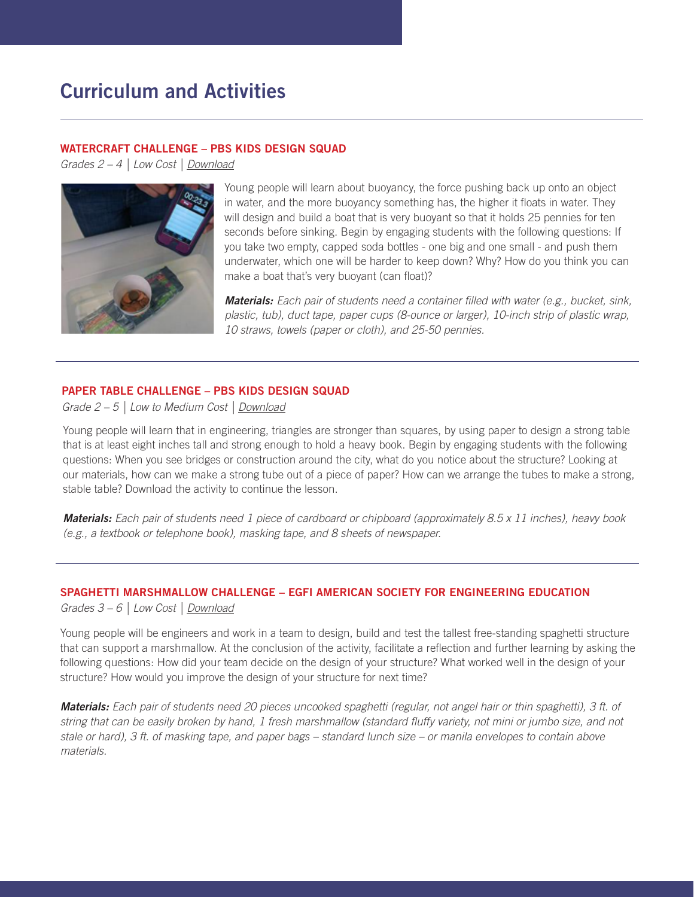# Curriculum and Activities

### WATERCRAFT CHALLENGE – PBS KIDS DESIGN SQUAD

*Grades 2 – 4 | Low Cost | Download*

Young people will learn about buoyancy, the force pushing back up onto an object in water, and the more buoyancy something has, the higher it floats in water. They will design and build a boat that is very buoyant so that it holds 25 pennies for ten seconds before sinking. Begin by engaging students with the following questions: If you take two empty, capped soda bottles - one big and one small - and push them underwater, which one will be harder to keep down? Why? How do you think you can make a boat that's very buoyant (can float)?

***Materials:*** *Each pair of students need a container filled with water (e.g., bucket, sink, plastic, tub), duct tape, paper cups (8-ounce or larger), 10-inch strip of plastic wrap, 10 straws, towels (paper or cloth), and 25-50 pennies.*

---

### PAPER TABLE CHALLENGE – PBS KIDS DESIGN SQUAD

*Grade 2 – 5 | Low to Medium Cost | Download*

Young people will learn that in engineering, triangles are stronger than squares, by using paper to design a strong table that is at least eight inches tall and strong enough to hold a heavy book. Begin by engaging students with the following questions: When you see bridges or construction around the city, what do you notice about the structure? Looking at our materials, how can we make a strong tube out of a piece of paper? How can we arrange the tubes to make a strong, stable table? Download the activity to continue the lesson.

***Materials:*** *Each pair of students need 1 piece of cardboard or chipboard (approximately 8.5 x 11 inches), heavy book (e.g., a textbook or telephone book), masking tape, and 8 sheets of newspaper.*

---

### SPAGHETTI MARSHMALLOW CHALLENGE – EGFI AMERICAN SOCIETY FOR ENGINEERING EDUCATION

*Grades 3 – 6 | Low Cost | Download*

Young people will be engineers and work in a team to design, build and test the tallest free-standing spaghetti structure that can support a marshmallow. At the conclusion of the activity, facilitate a reflection and further learning by asking the following questions: How did your team decide on the design of your structure? What worked well in the design of your structure? How would you improve the design of your structure for next time?

***Materials:*** *Each pair of students need 20 pieces uncooked spaghetti (regular, not angel hair or thin spaghetti), 3 ft. of string that can be easily broken by hand, 1 fresh marshmallow (standard fluffy variety, not mini or jumbo size, and not stale or hard), 3 ft. of masking tape, and paper bags – standard lunch size – or manila envelopes to contain above materials.*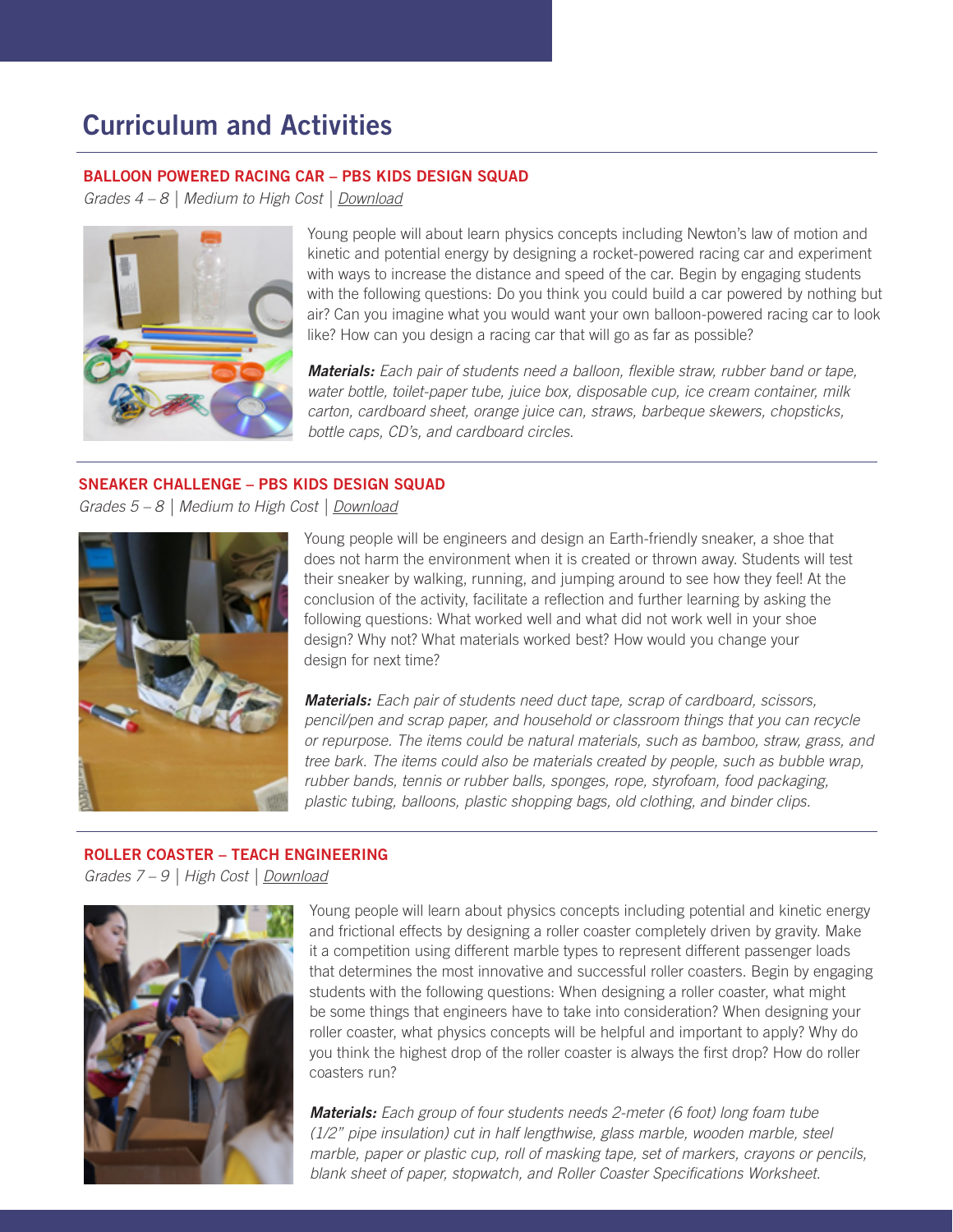# Curriculum and Activities

## BALLOON POWERED RACING CAR – PBS KIDS DESIGN SQUAD

*Grades 4 – 8 | Medium to High Cost | Download*

Young people will about learn physics concepts including Newton's law of motion and kinetic and potential energy by designing a rocket-powered racing car and experiment with ways to increase the distance and speed of the car. Begin by engaging students with the following questions: Do you think you could build a car powered by nothing but air? Can you imagine what you would want your own balloon-powered racing car to look like? How can you design a racing car that will go as far as possible?

***Materials:*** *Each pair of students need a balloon, flexible straw, rubber band or tape, water bottle, toilet-paper tube, juice box, disposable cup, ice cream container, milk carton, cardboard sheet, orange juice can, straws, barbeque skewers, chopsticks, bottle caps, CD's, and cardboard circles.*

## SNEAKER CHALLENGE – PBS KIDS DESIGN SQUAD

*Grades 5 – 8 | Medium to High Cost | Download*

Young people will be engineers and design an Earth-friendly sneaker, a shoe that does not harm the environment when it is created or thrown away. Students will test their sneaker by walking, running, and jumping around to see how they feel! At the conclusion of the activity, facilitate a reflection and further learning by asking the following questions: What worked well and what did not work well in your shoe design? Why not? What materials worked best? How would you change your design for next time?

***Materials:*** *Each pair of students need duct tape, scrap of cardboard, scissors, pencil/pen and scrap paper, and household or classroom things that you can recycle or repurpose. The items could be natural materials, such as bamboo, straw, grass, and tree bark. The items could also be materials created by people, such as bubble wrap, rubber bands, tennis or rubber balls, sponges, rope, styrofoam, food packaging, plastic tubing, balloons, plastic shopping bags, old clothing, and binder clips.*

## ROLLER COASTER – TEACH ENGINEERING

*Grades 7 – 9 | High Cost | Download*

Young people will learn about physics concepts including potential and kinetic energy and frictional effects by designing a roller coaster completely driven by gravity. Make it a competition using different marble types to represent different passenger loads that determines the most innovative and successful roller coasters. Begin by engaging students with the following questions: When designing a roller coaster, what might be some things that engineers have to take into consideration? When designing your roller coaster, what physics concepts will be helpful and important to apply? Why do you think the highest drop of the roller coaster is always the first drop? How do roller coasters run?

***Materials:*** *Each group of four students needs 2-meter (6 foot) long foam tube (1/2" pipe insulation) cut in half lengthwise, glass marble, wooden marble, steel marble, paper or plastic cup, roll of masking tape, set of markers, crayons or pencils, blank sheet of paper, stopwatch, and Roller Coaster Specifications Worksheet.*